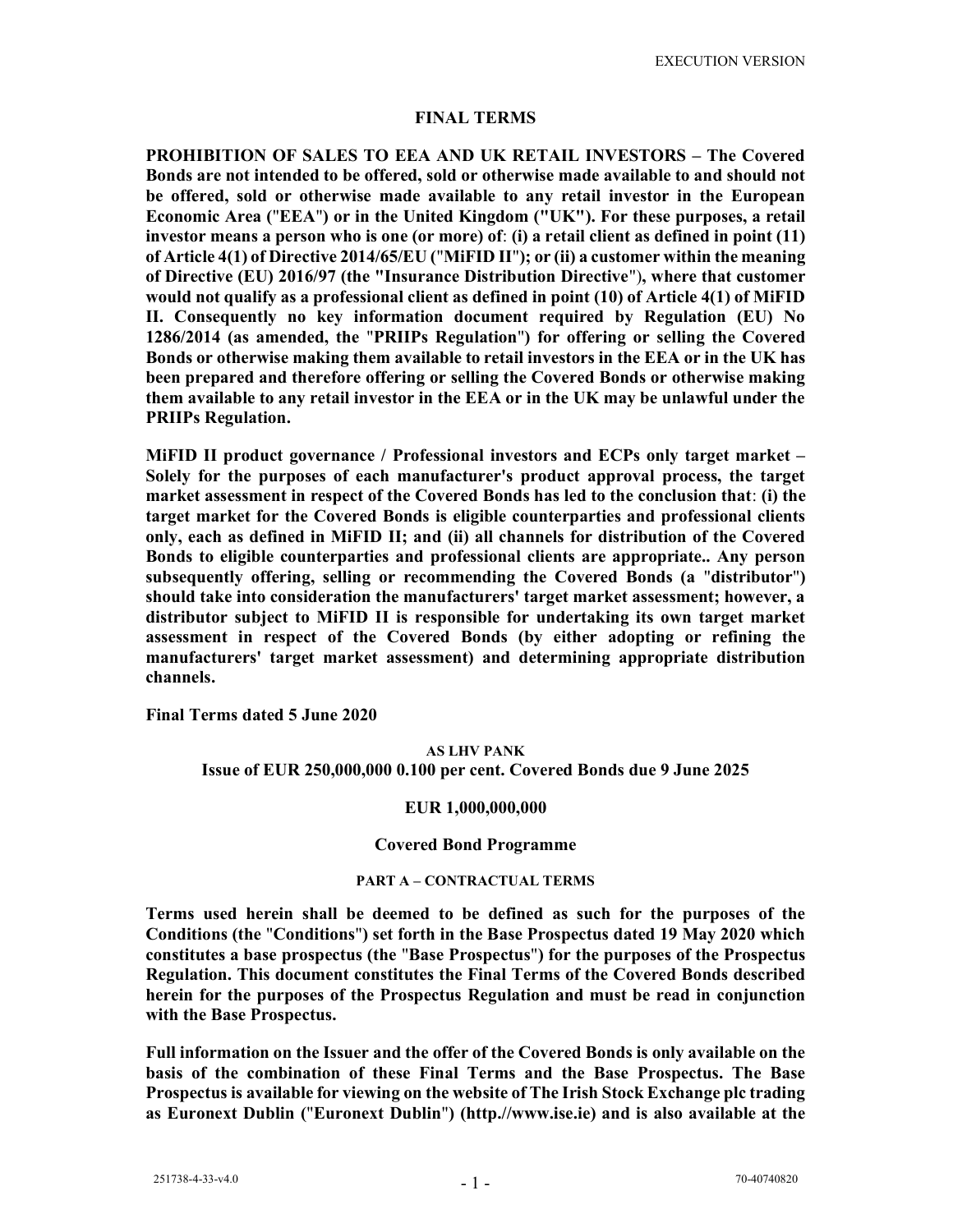EXECUTION VERSION

# FINAL TERMS

**PROHIBITION OF SALES TO EEA AND UK RETAIL INVESTORS – The Covered Bonds are not intended to be offered, sold or otherwise made available to and should not be offered, sold or otherwise made available to any retail investor in the European Economic Area ("EEA") or in the United Kingdom ("UK"). For these purposes, a retail investor means a person who is one (or more) of: (i) a retail client as defined in point (11) of Article 4(1) of Directive 2014/65/EU ("MiFID II"); or (ii) a customer within the meaning of Directive (EU) 2016/97 (the "Insurance Distribution Directive"), where that customer would not qualify as a professional client as defined in point (10) of Article 4(1) of MiFID II. Consequently no key information document required by Regulation (EU) No 1286/2014 (as amended, the "PRIIPs Regulation") for offering or selling the Covered Bonds or otherwise making them available to retail investors in the EEA or in the UK has been prepared and therefore offering or selling the Covered Bonds or otherwise making them available to any retail investor in the EEA or in the UK may be unlawful under the PRIIPs Regulation.**

**MiFID II product governance / Professional investors and ECPs only target market – Solely for the purposes of each manufacturer's product approval process, the target market assessment in respect of the Covered Bonds has led to the conclusion that: (i) the target market for the Covered Bonds is eligible counterparties and professional clients only, each as defined in MiFID II; and (ii) all channels for distribution of the Covered Bonds to eligible counterparties and professional clients are appropriate.. Any person subsequently offering, selling or recommending the Covered Bonds (a "distributor") should take into consideration the manufacturers' target market assessment; however, a distributor subject to MiFID II is responsible for undertaking its own target market assessment in respect of the Covered Bonds (by either adopting or refining the manufacturers' target market assessment) and determining appropriate distribution channels.**

**Final Terms dated 5 June 2020**

**AS LHV PANK**
**Issue of EUR 250,000,000 0.100 per cent. Covered Bonds due 9 June 2025**

**EUR 1,000,000,000**

**Covered Bond Programme**

## PART A – CONTRACTUAL TERMS

**Terms used herein shall be deemed to be defined as such for the purposes of the Conditions (the "Conditions") set forth in the Base Prospectus dated 19 May 2020 which constitutes a base prospectus (the "Base Prospectus") for the purposes of the Prospectus Regulation. This document constitutes the Final Terms of the Covered Bonds described herein for the purposes of the Prospectus Regulation and must be read in conjunction with the Base Prospectus.**

**Full information on the Issuer and the offer of the Covered Bonds is only available on the basis of the combination of these Final Terms and the Base Prospectus. The Base Prospectus is available for viewing on the website of The Irish Stock Exchange plc trading as Euronext Dublin ("Euronext Dublin") (http.//www.ise.ie) and is also available at the**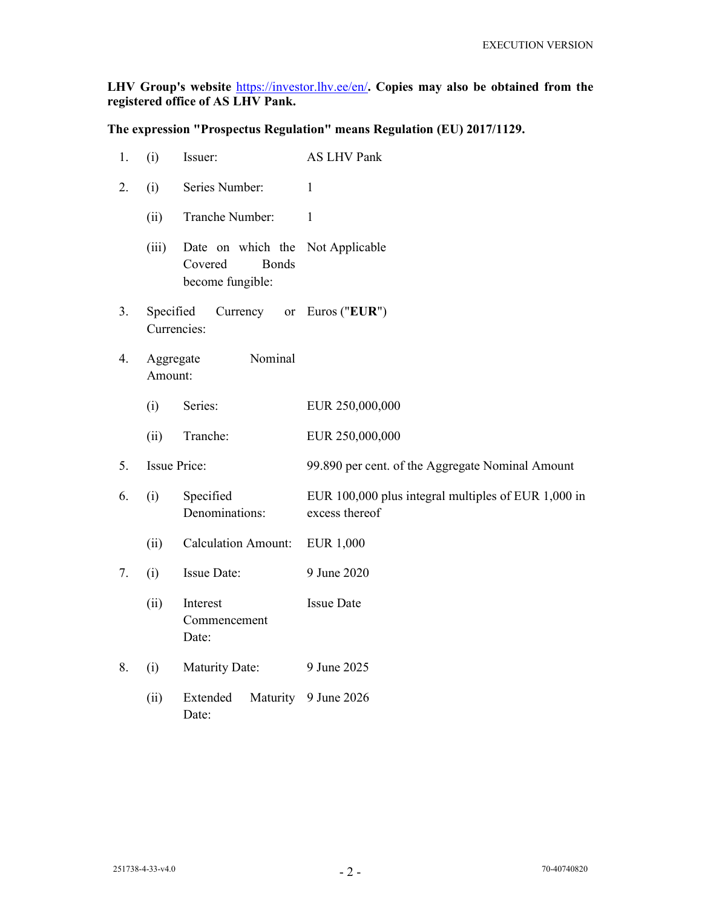**LHV Group's website [https://investor.lhv.ee/en/](https://investor.lhv.ee/en/). Copies may also be obtained from the registered office of AS LHV Pank.**

**The expression "Prospectus Regulation" means Regulation (EU) 2017/1129.**

| | | | |
|---|---|---|---|
| 1. | (i) | Issuer: | AS LHV Pank |
| 2. | (i) | Series Number: | 1 |
| | (ii) | Tranche Number: | 1 |
| | (iii) | Date on which the Covered Bonds become fungible: | Not Applicable |
| 3. | | Specified Currency or Currencies: | Euros ("**EUR**") |
| 4. | | Aggregate Nominal Amount: | |
| | (i) | Series: | EUR 250,000,000 |
| | (ii) | Tranche: | EUR 250,000,000 |
| 5. | | Issue Price: | 99.890 per cent. of the Aggregate Nominal Amount |
| 6. | (i) | Specified Denominations: | EUR 100,000 plus integral multiples of EUR 1,000 in excess thereof |
| | (ii) | Calculation Amount: | EUR 1,000 |
| 7. | (i) | Issue Date: | 9 June 2020 |
| | (ii) | Interest Commencement Date: | Issue Date |
| 8. | (i) | Maturity Date: | 9 June 2025 |
| | (ii) | Extended Maturity Date: | 9 June 2026 |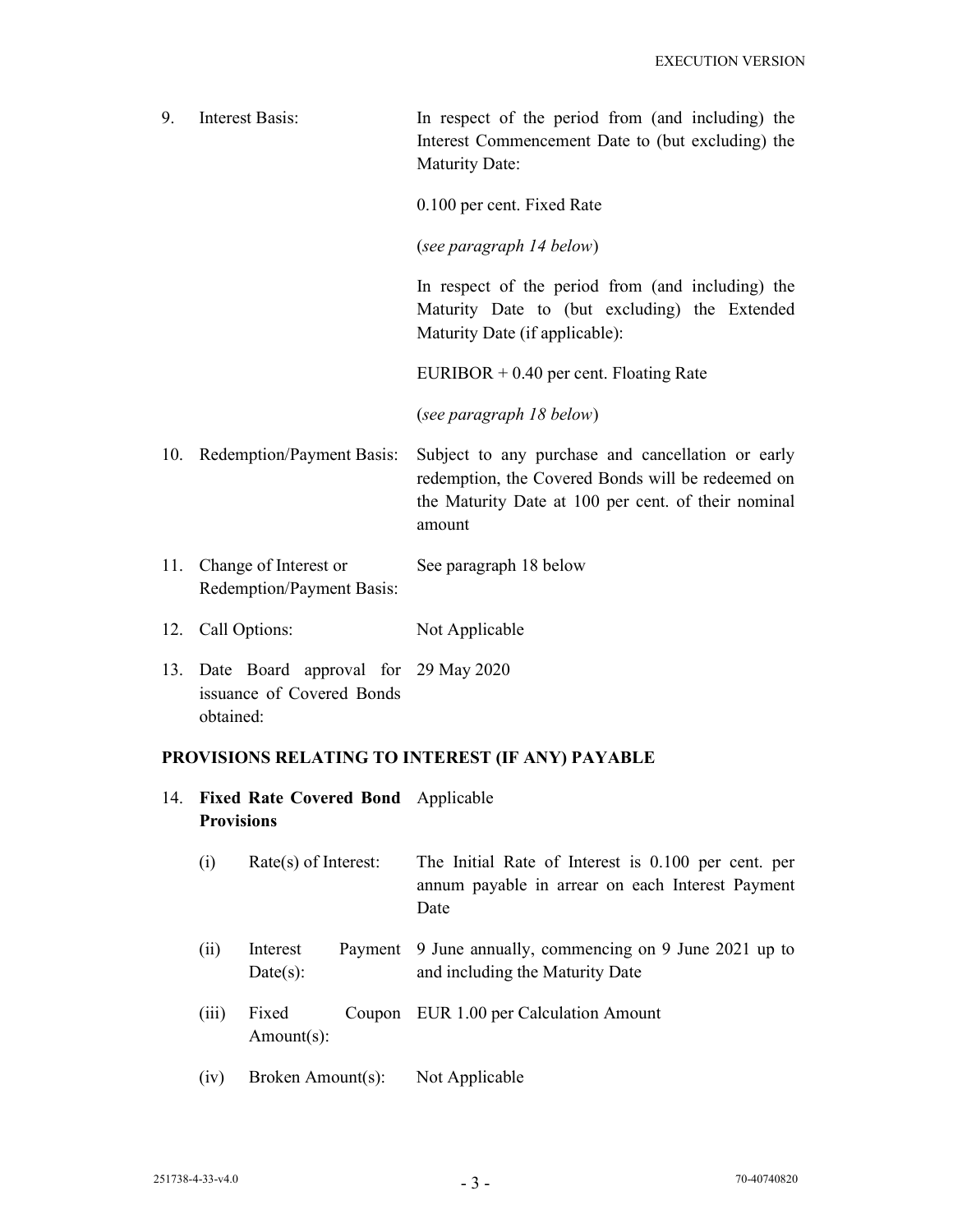9. Interest Basis: In respect of the period from (and including) the Interest Commencement Date to (but excluding) the Maturity Date:

   0.100 per cent. Fixed Rate

   (*see paragraph 14 below*)

   In respect of the period from (and including) the Maturity Date to (but excluding) the Extended Maturity Date (if applicable):

   EURIBOR + 0.40 per cent. Floating Rate

   (*see paragraph 18 below*)

10. Redemption/Payment Basis: Subject to any purchase and cancellation or early redemption, the Covered Bonds will be redeemed on the Maturity Date at 100 per cent. of their nominal amount

11. Change of Interest or Redemption/Payment Basis: See paragraph 18 below

12. Call Options: Not Applicable

13. Date Board approval for issuance of Covered Bonds obtained: 29 May 2020

## PROVISIONS RELATING TO INTEREST (IF ANY) PAYABLE

14. **Fixed Rate Covered Bond Provisions** Applicable

    (i) Rate(s) of Interest: The Initial Rate of Interest is 0.100 per cent. per annum payable in arrear on each Interest Payment Date

    (ii) Interest Payment Date(s): 9 June annually, commencing on 9 June 2021 up to and including the Maturity Date

    (iii) Fixed Coupon Amount(s): EUR 1.00 per Calculation Amount

    (iv) Broken Amount(s): Not Applicable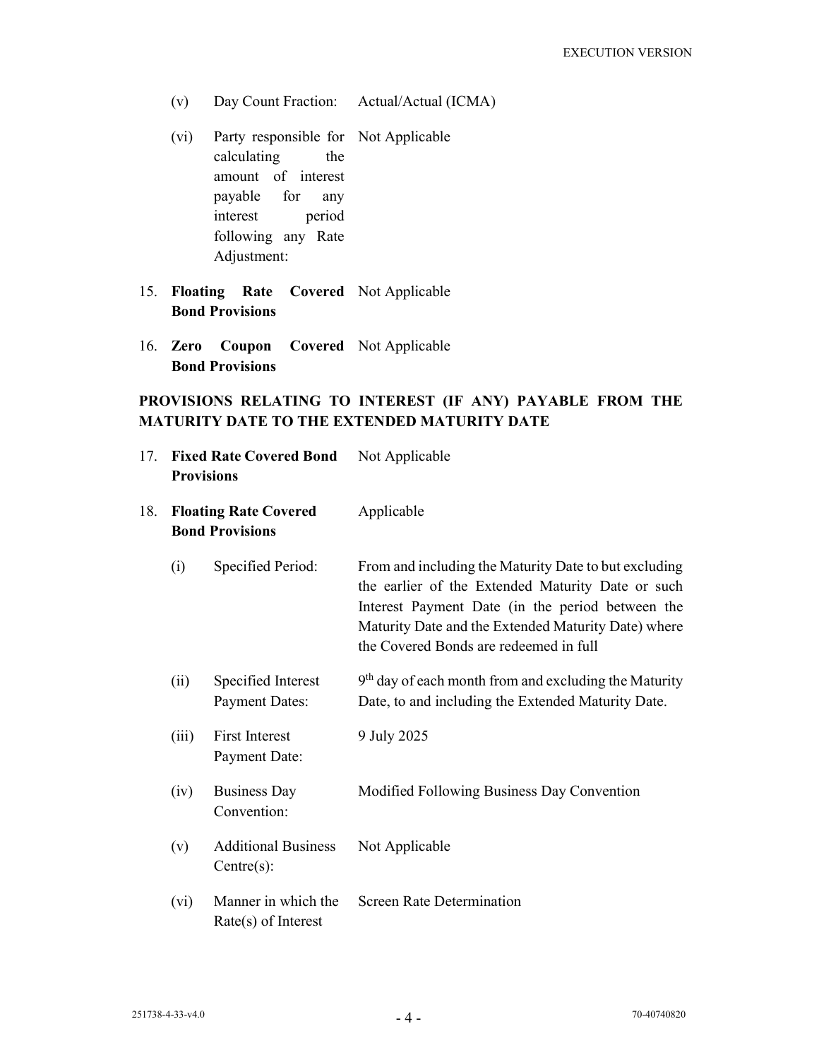| | | |
|---|---|---|
| (v) | Day Count Fraction: | Actual/Actual (ICMA) |
| (vi) | Party responsible for calculating the amount of interest payable for any interest period following any Rate Adjustment: | Not Applicable |

15. **Floating Rate Covered Bond Provisions** Not Applicable

16. **Zero Coupon Covered Bond Provisions** Not Applicable

**PROVISIONS RELATING TO INTEREST (IF ANY) PAYABLE FROM THE MATURITY DATE TO THE EXTENDED MATURITY DATE**

17. **Fixed Rate Covered Bond Provisions** Not Applicable

18. **Floating Rate Covered Bond Provisions** Applicable

| | | |
|---|---|---|
| (i) | Specified Period: | From and including the Maturity Date to but excluding the earlier of the Extended Maturity Date or such Interest Payment Date (in the period between the Maturity Date and the Extended Maturity Date) where the Covered Bonds are redeemed in full |
| (ii) | Specified Interest Payment Dates: | 9th day of each month from and excluding the Maturity Date, to and including the Extended Maturity Date. |
| (iii) | First Interest Payment Date: | 9 July 2025 |
| (iv) | Business Day Convention: | Modified Following Business Day Convention |
| (v) | Additional Business Centre(s): | Not Applicable |
| (vi) | Manner in which the Rate(s) of Interest | Screen Rate Determination |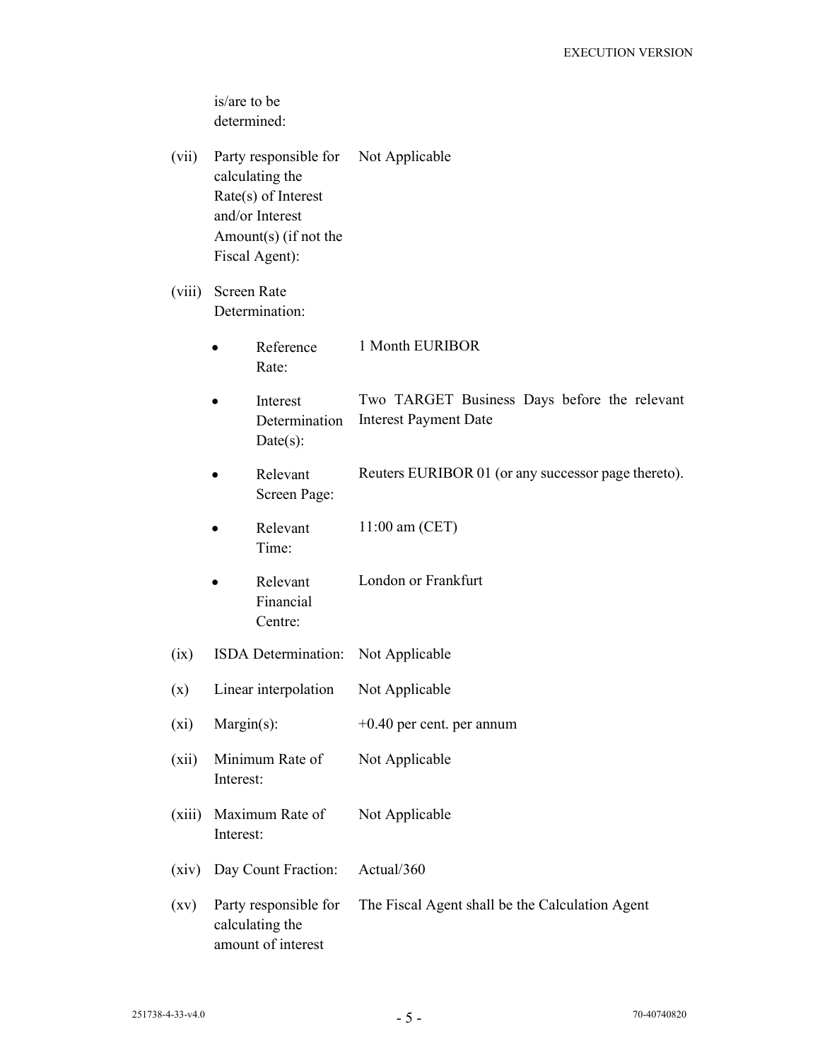is/are to be determined:

| | | |
|---|---|---|
| (vii) | Party responsible for calculating the Rate(s) of Interest and/or Interest Amount(s) (if not the Fiscal Agent): | Not Applicable |
| (viii) | Screen Rate Determination: | |
| | • Reference Rate: | 1 Month EURIBOR |
| | • Interest Determination Date(s): | Two TARGET Business Days before the relevant Interest Payment Date |
| | • Relevant Screen Page: | Reuters EURIBOR 01 (or any successor page thereto). |
| | • Relevant Time: | 11:00 am (CET) |
| | • Relevant Financial Centre: | London or Frankfurt |
| (ix) | ISDA Determination: | Not Applicable |
| (x) | Linear interpolation | Not Applicable |
| (xi) | Margin(s): | +0.40 per cent. per annum |
| (xii) | Minimum Rate of Interest: | Not Applicable |
| (xiii) | Maximum Rate of Interest: | Not Applicable |
| (xiv) | Day Count Fraction: | Actual/360 |
| (xv) | Party responsible for calculating the amount of interest | The Fiscal Agent shall be the Calculation Agent |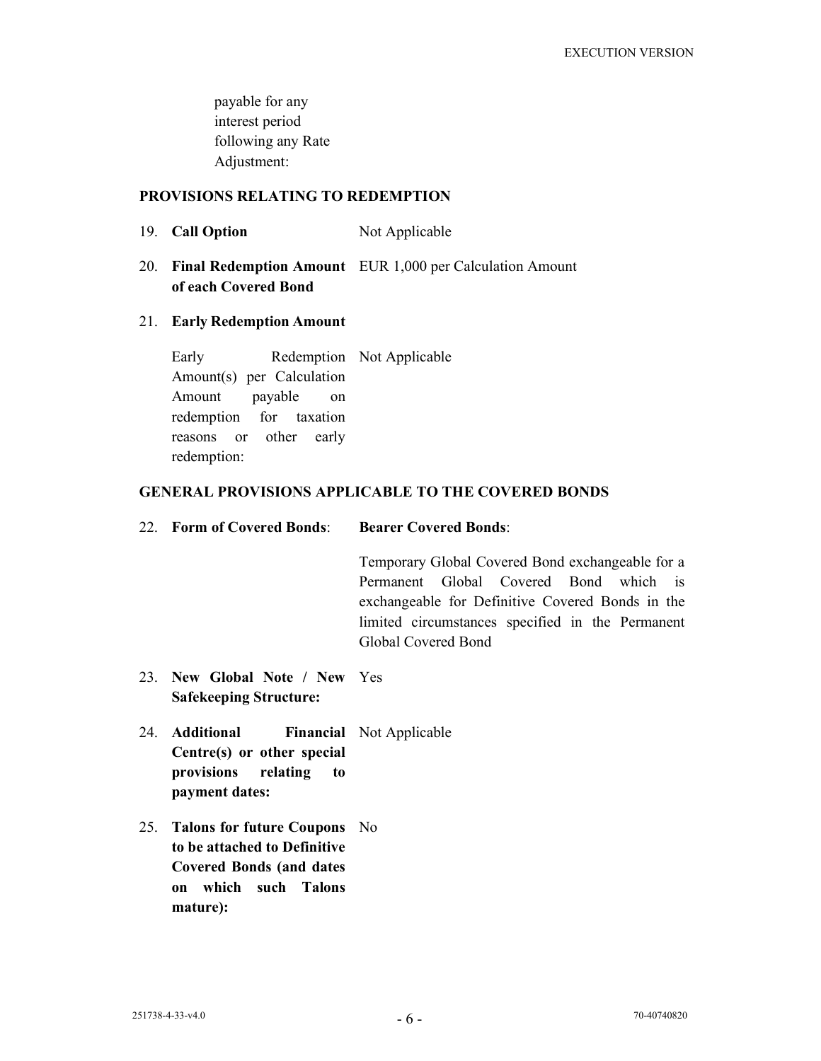payable for any interest period following any Rate Adjustment:

## PROVISIONS RELATING TO REDEMPTION

| | | |
|---|---|---|
| 19. | **Call Option** | Not Applicable |
| 20. | **Final Redemption Amount of each Covered Bond** | EUR 1,000 per Calculation Amount |
| 21. | **Early Redemption Amount** | |
| | Early Redemption Amount(s) per Calculation Amount payable on redemption for taxation reasons or other early redemption: | Not Applicable |

## GENERAL PROVISIONS APPLICABLE TO THE COVERED BONDS

| | | |
|---|---|---|
| 22. | **Form of Covered Bonds**: | **Bearer Covered Bonds**: |
| | | Temporary Global Covered Bond exchangeable for a Permanent Global Covered Bond which is exchangeable for Definitive Covered Bonds in the limited circumstances specified in the Permanent Global Covered Bond |
| 23. | **New Global Note / New Safekeeping Structure:** | Yes |
| 24. | **Additional Financial Centre(s) or other special provisions relating to payment dates:** | Not Applicable |
| 25. | **Talons for future Coupons to be attached to Definitive Covered Bonds (and dates on which such Talons mature):** | No |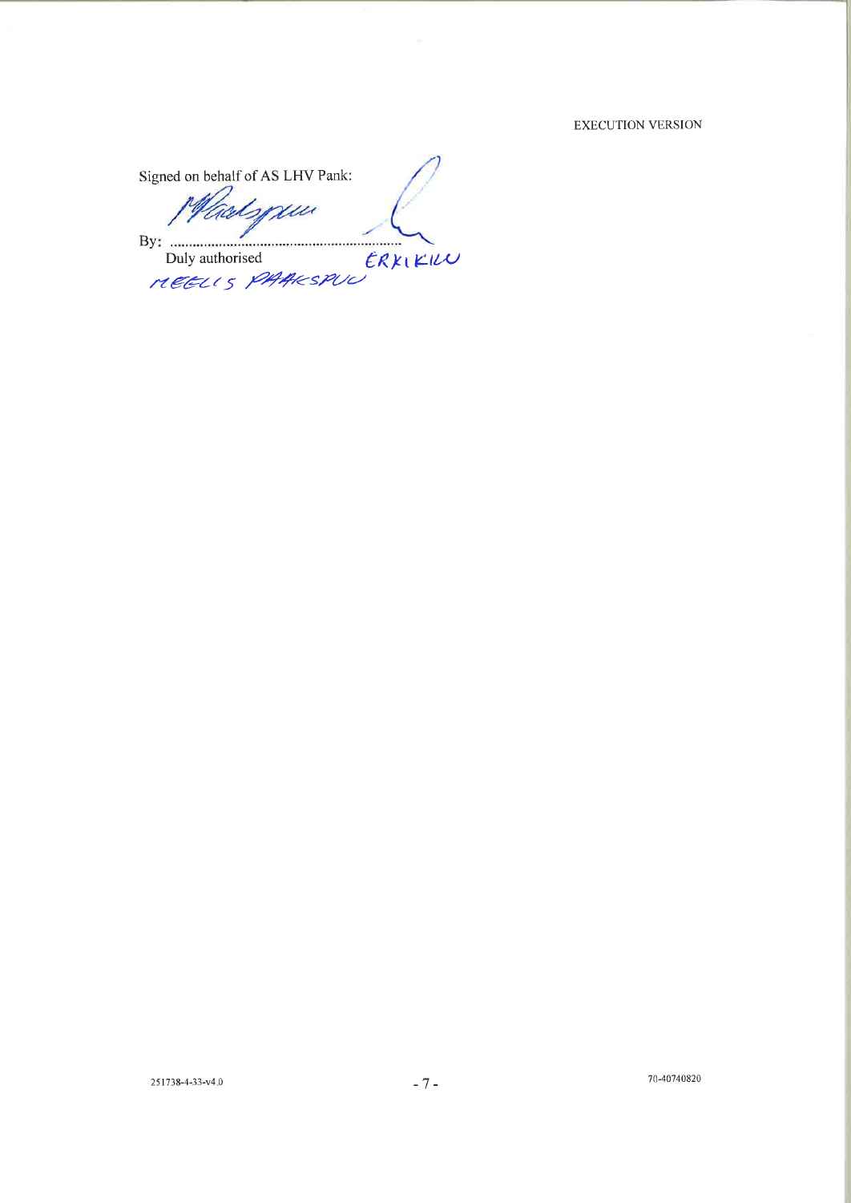EXECUTION VERSION

Signed on behalf of AS LHV Pank:

By: ..............................................................

Duly authorised

ERKI KILU

MEELIS PAAKSPUU

251738-4-33-v4.0

70-40740820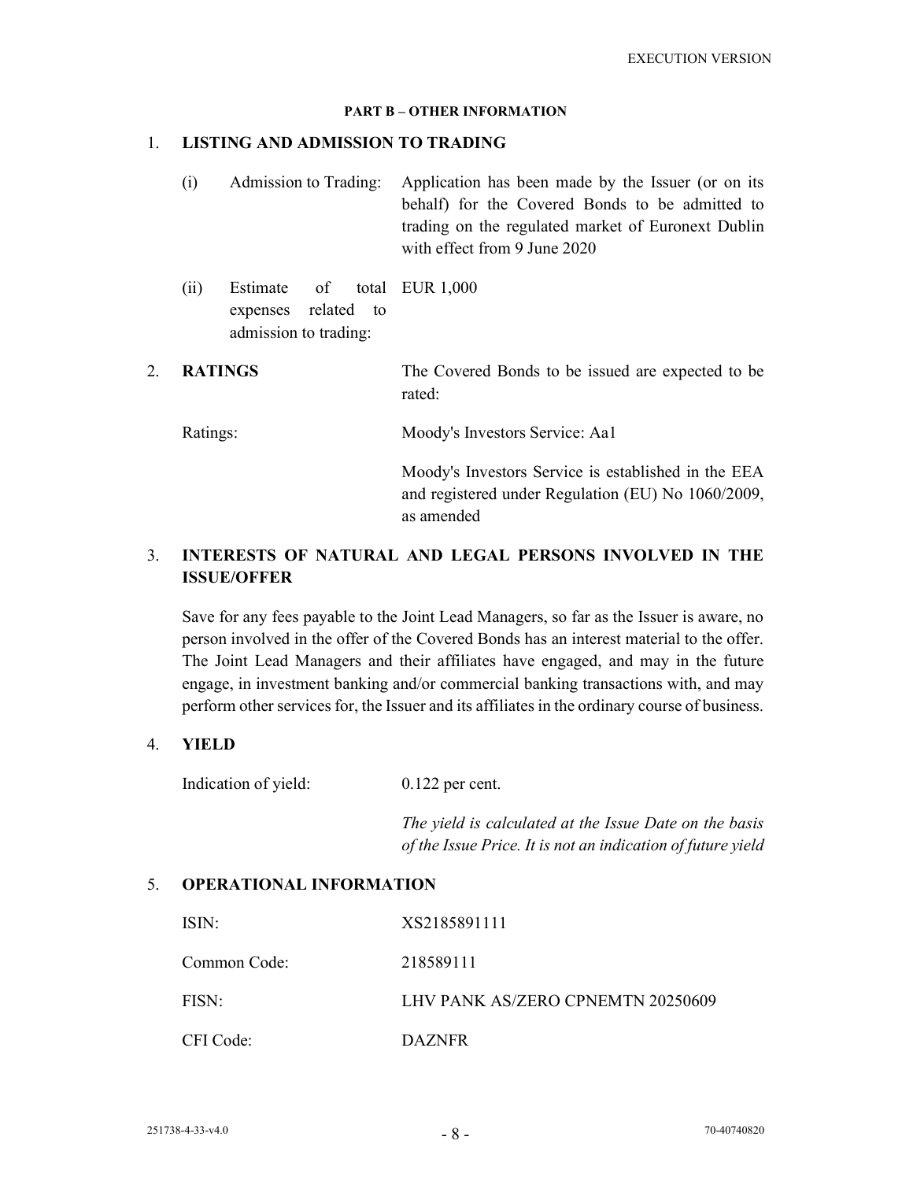**PART B – OTHER INFORMATION**

## 1. LISTING AND ADMISSION TO TRADING

| | | |
|---|---|---|
| (i) | Admission to Trading: | Application has been made by the Issuer (or on its behalf) for the Covered Bonds to be admitted to trading on the regulated market of Euronext Dublin with effect from 9 June 2020 |
| (ii) | Estimate of total expenses related to admission to trading: | EUR 1,000 |

## 2. RATINGS

The Covered Bonds to be issued are expected to be rated:

| | |
|---|---|
| Ratings: | Moody's Investors Service: Aa1 |
| | Moody's Investors Service is established in the EEA and registered under Regulation (EU) No 1060/2009, as amended |

## 3. INTERESTS OF NATURAL AND LEGAL PERSONS INVOLVED IN THE ISSUE/OFFER

Save for any fees payable to the Joint Lead Managers, so far as the Issuer is aware, no person involved in the offer of the Covered Bonds has an interest material to the offer. The Joint Lead Managers and their affiliates have engaged, and may in the future engage, in investment banking and/or commercial banking transactions with, and may perform other services for, the Issuer and its affiliates in the ordinary course of business.

## 4. YIELD

| | |
|---|---|
| Indication of yield: | 0.122 per cent. |
| | *The yield is calculated at the Issue Date on the basis of the Issue Price. It is not an indication of future yield* |

## 5. OPERATIONAL INFORMATION

| | |
|---|---|
| ISIN: | XS2185891111 |
| Common Code: | 218589111 |
| FISN: | LHV PANK AS/ZERO CPNEMTN 20250609 |
| CFI Code: | DAZNFR |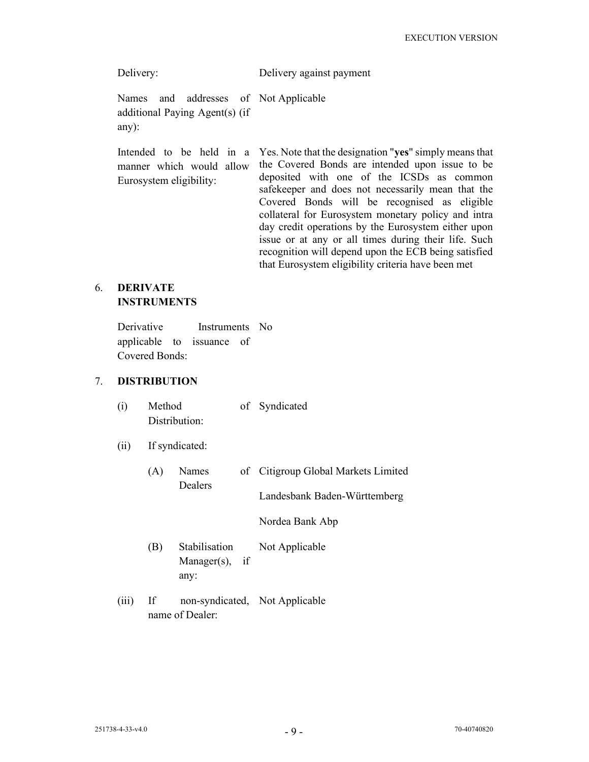| | |
|---|---|
| Delivery: | Delivery against payment |
| Names and addresses of additional Paying Agent(s) (if any): | Not Applicable |
| Intended to be held in a manner which would allow Eurosystem eligibility: | Yes. Note that the designation "**yes**" simply means that the Covered Bonds are intended upon issue to be deposited with one of the ICSDs as common safekeeper and does not necessarily mean that the Covered Bonds will be recognised as eligible collateral for Eurosystem monetary policy and intra day credit operations by the Eurosystem either upon issue or at any or all times during their life. Such recognition will depend upon the ECB being satisfied that Eurosystem eligibility criteria have been met |

## 6. DERIVATE INSTRUMENTS

| | |
|---|---|
| Derivative Instruments applicable to issuance of Covered Bonds: | No |

## 7. DISTRIBUTION

| | | |
|---|---|---|
| (i) | Method of Distribution: | Syndicated |
| (ii) | If syndicated: | |
| | (A) Names of Dealers | Citigroup Global Markets Limited<br>Landesbank Baden-Württemberg<br>Nordea Bank Abp |
| | (B) Stabilisation Manager(s), if any: | Not Applicable |
| (iii) | If non-syndicated, name of Dealer: | Not Applicable |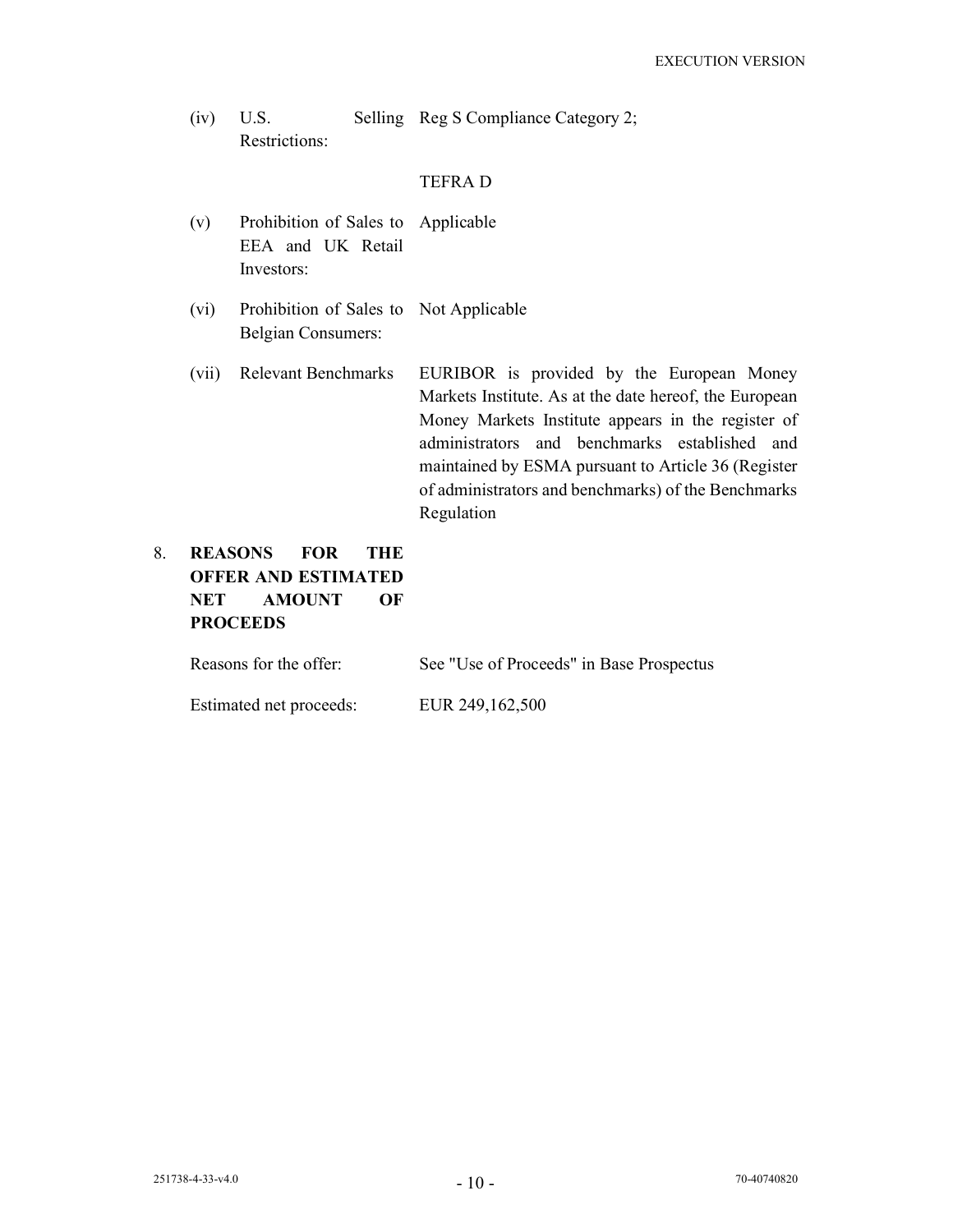| | | |
|---|---|---|
| (iv) | U.S. Selling Restrictions: | Reg S Compliance Category 2;<br><br>TEFRA D |
| (v) | Prohibition of Sales to EEA and UK Retail Investors: | Applicable |
| (vi) | Prohibition of Sales to Belgian Consumers: | Not Applicable |
| (vii) | Relevant Benchmarks | EURIBOR is provided by the European Money Markets Institute. As at the date hereof, the European Money Markets Institute appears in the register of administrators and benchmarks established and maintained by ESMA pursuant to Article 36 (Register of administrators and benchmarks) of the Benchmarks Regulation |

8. **REASONS FOR THE OFFER AND ESTIMATED NET AMOUNT OF PROCEEDS**

| | |
|---|---|
| Reasons for the offer: | See "Use of Proceeds" in Base Prospectus |
| Estimated net proceeds: | EUR 249,162,500 |